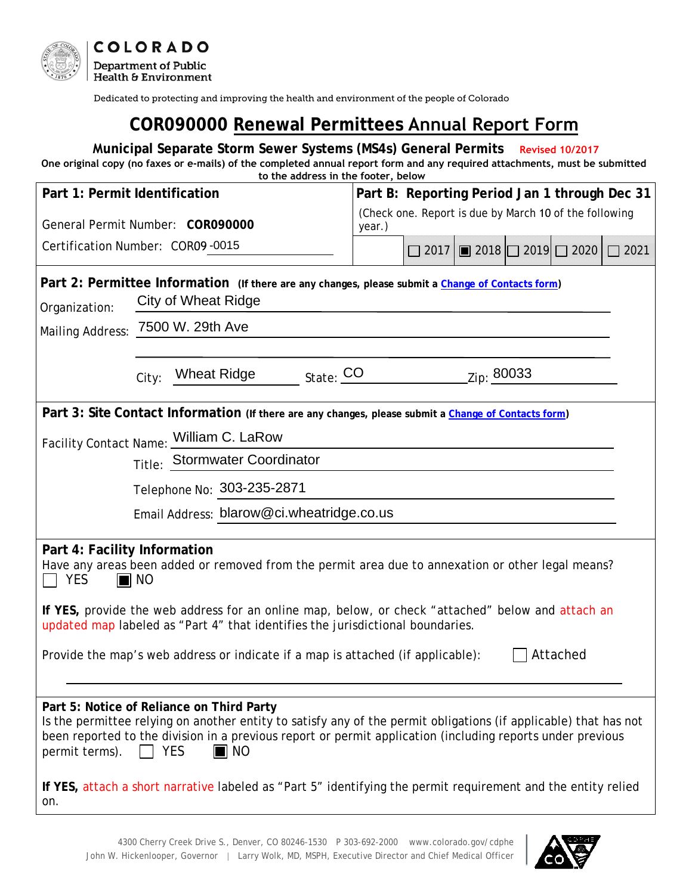**COLORADO**
**Department of Public Health & Environment**

Dedicated to protecting and improving the health and environment of the people of Colorado

# COR090000 Renewal Permittees Annual Report Form

**Municipal Separate Storm Sewer Systems (MS4s) General Permits** Revised 10/2017

**One original copy (no faxes or e-mails) of the completed annual report form and any required attachments, must be submitted to the address in the footer, below**

| **Part 1: Permit Identification** | **Part B: Reporting Period Jan 1 through Dec 31** |
|---|---|
| General Permit Number: **COR090000** | (Check one. Report is due by March 10 of the following year.) |
| Certification Number: COR09 -0015 | ☐ 2017 ☒ 2018 ☐ 2019 ☐ 2020 ☐ 2021 |

**Part 2: Permittee Information** (If there are any changes, please submit a Change of Contacts form)

Organization: City of Wheat Ridge

Mailing Address: 7500 W. 29th Ave

City: Wheat Ridge State: CO Zip: 80033

**Part 3: Site Contact Information** (If there are any changes, please submit a Change of Contacts form)

Facility Contact Name: William C. LaRow

Title: Stormwater Coordinator

Telephone No: 303-235-2871

Email Address: blarow@ci.wheatridge.co.us

**Part 4: Facility Information**

Have any areas been added or removed from the permit area due to annexation or other legal means?

☐ YES ☒ NO

**If YES,** provide the web address for an online map, below, or check "attached" below and attach an updated map labeled as "Part 4" that identifies the jurisdictional boundaries.

Provide the map's web address or indicate if a map is attached (if applicable): ☐ Attached

**Part 5: Notice of Reliance on Third Party**

Is the permittee relying on another entity to satisfy any of the permit obligations (if applicable) that has not been reported to the division in a previous report or permit application (including reports under previous permit terms). ☐ YES ☒ NO

**If YES,** attach a short narrative labeled as "Part 5" identifying the permit requirement and the entity relied on.

4300 Cherry Creek Drive S., Denver, CO 80246-1530 P 303-692-2000 www.colorado.gov/cdphe
John W. Hickenlooper, Governor | Larry Wolk, MD, MSPH, Executive Director and Chief Medical Officer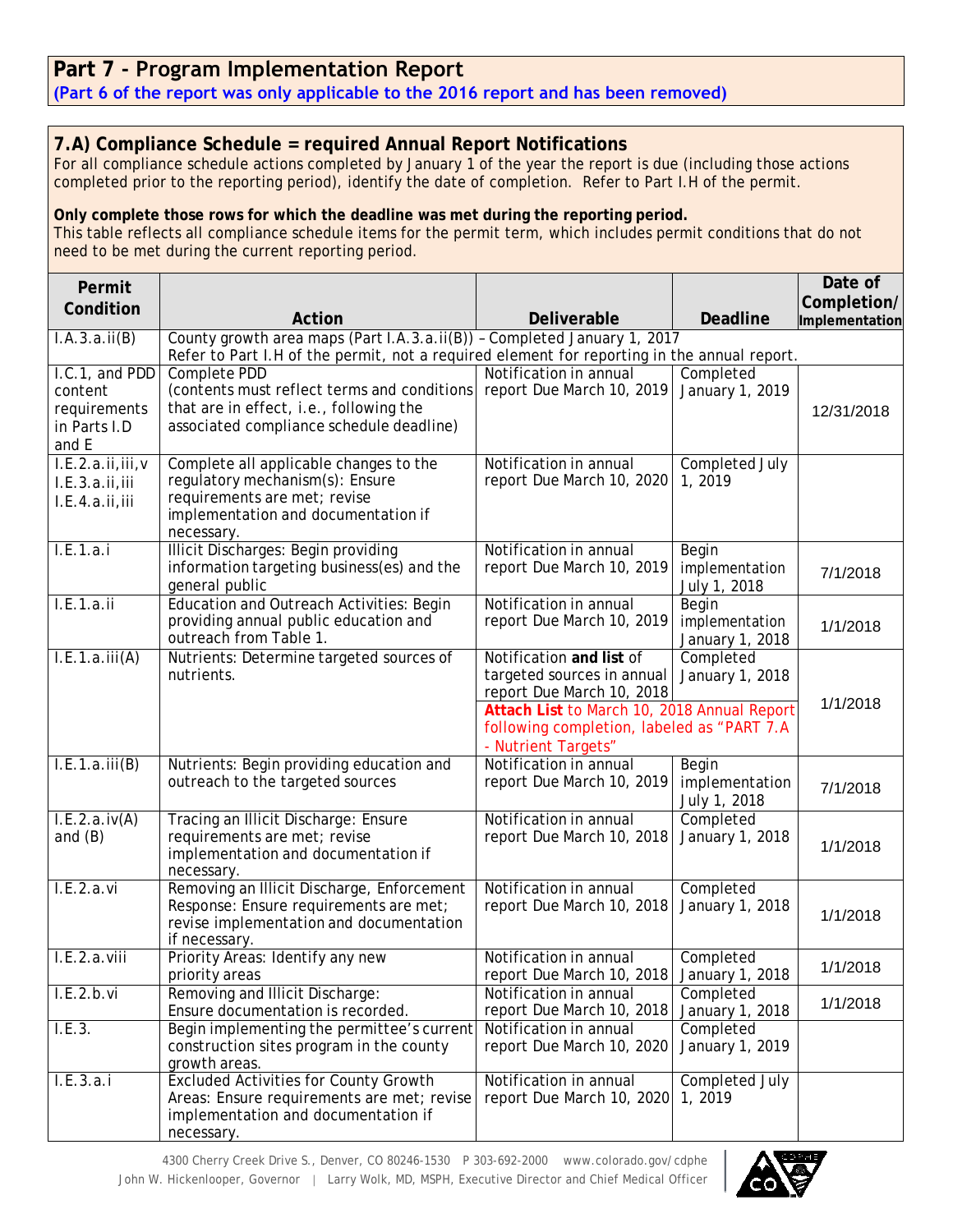## Part 7 - Program Implementation Report

**(Part 6 of the report was only applicable to the 2016 report and has been removed)**

### 7.A) Compliance Schedule = required Annual Report Notifications

For all compliance schedule actions completed by January 1 of the year the report is due (including those actions completed prior to the reporting period), identify the date of completion. Refer to Part I.H of the permit.

**Only complete those rows for which the deadline was met during the reporting period.**
This table reflects all compliance schedule items for the permit term, which includes permit conditions that do not need to be met during the current reporting period.

| Permit Condition | Action | Deliverable | Deadline | Date of Completion/ Implementation |
|---|---|---|---|---|
| I.A.3.a.ii(B) | County growth area maps (Part I.A.3.a.ii(B)) – Completed January 1, 2017 Refer to Part I.H of the permit, not a required element for reporting in the annual report. | | | |
| I.C.1, and PDD content requirements in Parts I.D and E | Complete PDD (contents must reflect terms and conditions that are in effect, i.e., following the associated compliance schedule deadline) | Notification in annual report Due March 10, 2019 | Completed January 1, 2019 | 12/31/2018 |
| I.E.2.a.ii,iii,v I.E.3.a.ii,iii I.E.4.a.ii,iii | Complete all applicable changes to the regulatory mechanism(s): Ensure requirements are met; revise implementation and documentation if necessary. | Notification in annual report Due March 10, 2020 | Completed July 1, 2019 | |
| I.E.1.a.i | Illicit Discharges: Begin providing information targeting business(es) and the general public | Notification in annual report Due March 10, 2019 | Begin implementation July 1, 2018 | 7/1/2018 |
| I.E.1.a.ii | Education and Outreach Activities: Begin providing annual public education and outreach from Table 1. | Notification in annual report Due March 10, 2019 | Begin implementation January 1, 2018 | 1/1/2018 |
| I.E.1.a.iii(A) | Nutrients: Determine targeted sources of nutrients. | Notification **and list** of targeted sources in annual report Due March 10, 2018 **Attach List** to March 10, 2018 Annual Report following completion, labeled as "PART 7.A - Nutrient Targets" | Completed January 1, 2018 | 1/1/2018 |
| I.E.1.a.iii(B) | Nutrients: Begin providing education and outreach to the targeted sources | Notification in annual report Due March 10, 2019 | Begin implementation July 1, 2018 | 7/1/2018 |
| I.E.2.a.iv(A) and (B) | Tracing an Illicit Discharge: Ensure requirements are met; revise implementation and documentation if necessary. | Notification in annual report Due March 10, 2018 | Completed January 1, 2018 | 1/1/2018 |
| I.E.2.a.vi | Removing an Illicit Discharge, Enforcement Response: Ensure requirements are met; revise implementation and documentation if necessary. | Notification in annual report Due March 10, 2018 | Completed January 1, 2018 | 1/1/2018 |
| I.E.2.a.viii | Priority Areas: Identify any new priority areas | Notification in annual report Due March 10, 2018 | Completed January 1, 2018 | 1/1/2018 |
| I.E.2.b.vi | Removing and Illicit Discharge: Ensure documentation is recorded. | Notification in annual report Due March 10, 2018 | Completed January 1, 2018 | 1/1/2018 |
| I.E.3. | Begin implementing the permittee's current construction sites program in the county growth areas. | Notification in annual report Due March 10, 2020 | Completed January 1, 2019 | |
| I.E.3.a.i | Excluded Activities for County Growth Areas: Ensure requirements are met; revise implementation and documentation if necessary. | Notification in annual report Due March 10, 2020 | Completed July 1, 2019 | |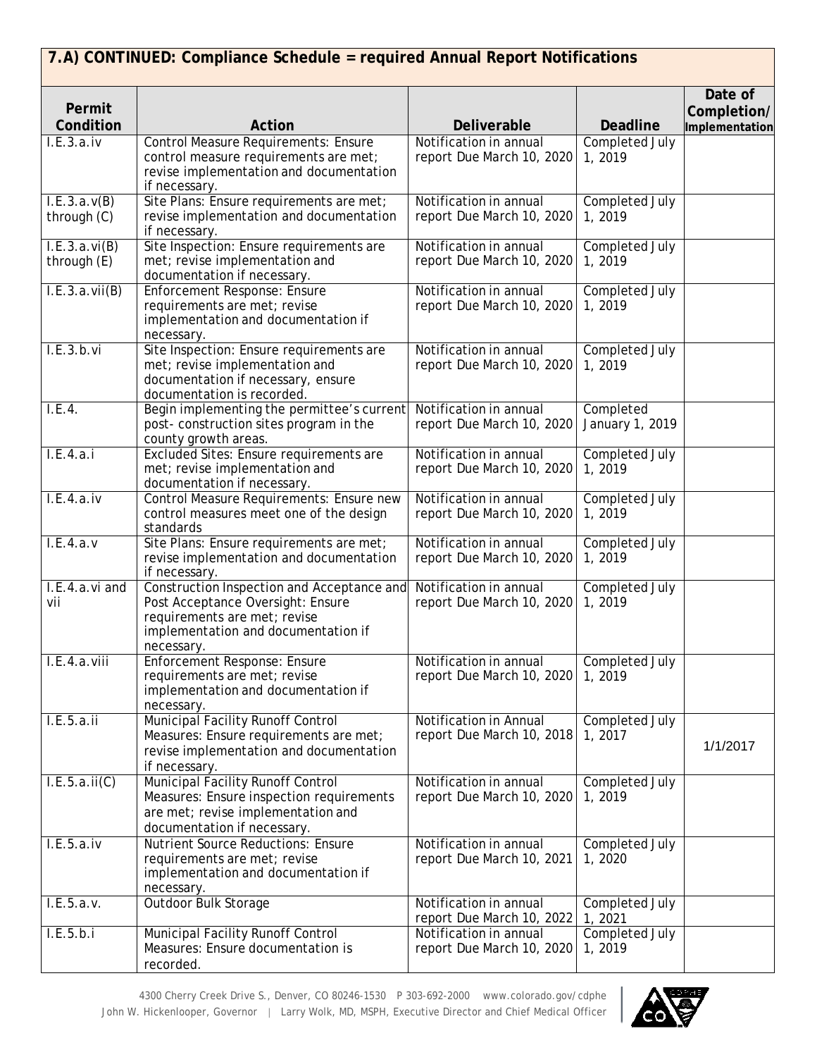## 7.A) CONTINUED: Compliance Schedule = required Annual Report Notifications

| Permit Condition | Action | Deliverable | Deadline | Date of Completion/ Implementation |
|---|---|---|---|---|
| I.E.3.a.iv | Control Measure Requirements: Ensure control measure requirements are met; revise implementation and documentation if necessary. | Notification in annual report Due March 10, 2020 | Completed July 1, 2019 | |
| I.E.3.a.v(B) through (C) | Site Plans: Ensure requirements are met; revise implementation and documentation if necessary. | Notification in annual report Due March 10, 2020 | Completed July 1, 2019 | |
| I.E.3.a.vi(B) through (E) | Site Inspection: Ensure requirements are met; revise implementation and documentation if necessary. | Notification in annual report Due March 10, 2020 | Completed July 1, 2019 | |
| I.E.3.a.vii(B) | Enforcement Response: Ensure requirements are met; revise implementation and documentation if necessary. | Notification in annual report Due March 10, 2020 | Completed July 1, 2019 | |
| I.E.3.b.vi | Site Inspection: Ensure requirements are met; revise implementation and documentation if necessary, ensure documentation is recorded. | Notification in annual report Due March 10, 2020 | Completed July 1, 2019 | |
| I.E.4. | Begin implementing the permittee's current post- construction sites program in the county growth areas. | Notification in annual report Due March 10, 2020 | Completed January 1, 2019 | |
| I.E.4.a.i | Excluded Sites: Ensure requirements are met; revise implementation and documentation if necessary. | Notification in annual report Due March 10, 2020 | Completed July 1, 2019 | |
| I.E.4.a.iv | Control Measure Requirements: Ensure new control measures meet one of the design standards | Notification in annual report Due March 10, 2020 | Completed July 1, 2019 | |
| I.E.4.a.v | Site Plans: Ensure requirements are met; revise implementation and documentation if necessary. | Notification in annual report Due March 10, 2020 | Completed July 1, 2019 | |
| I.E.4.a.vi and vii | Construction Inspection and Acceptance and Post Acceptance Oversight: Ensure requirements are met; revise implementation and documentation if necessary. | Notification in annual report Due March 10, 2020 | Completed July 1, 2019 | |
| I.E.4.a.viii | Enforcement Response: Ensure requirements are met; revise implementation and documentation if necessary. | Notification in annual report Due March 10, 2020 | Completed July 1, 2019 | |
| I.E.5.a.ii | Municipal Facility Runoff Control Measures: Ensure requirements are met; revise implementation and documentation if necessary. | Notification in Annual report Due March 10, 2018 | Completed July 1, 2017 | 1/1/2017 |
| I.E.5.a.ii(C) | Municipal Facility Runoff Control Measures: Ensure inspection requirements are met; revise implementation and documentation if necessary. | Notification in annual report Due March 10, 2020 | Completed July 1, 2019 | |
| I.E.5.a.iv | Nutrient Source Reductions: Ensure requirements are met; revise implementation and documentation if necessary. | Notification in annual report Due March 10, 2021 | Completed July 1, 2020 | |
| I.E.5.a.v. | Outdoor Bulk Storage | Notification in annual report Due March 10, 2022 | Completed July 1, 2021 | |
| I.E.5.b.i | Municipal Facility Runoff Control Measures: Ensure documentation is recorded. | Notification in annual report Due March 10, 2020 | Completed July 1, 2019 | |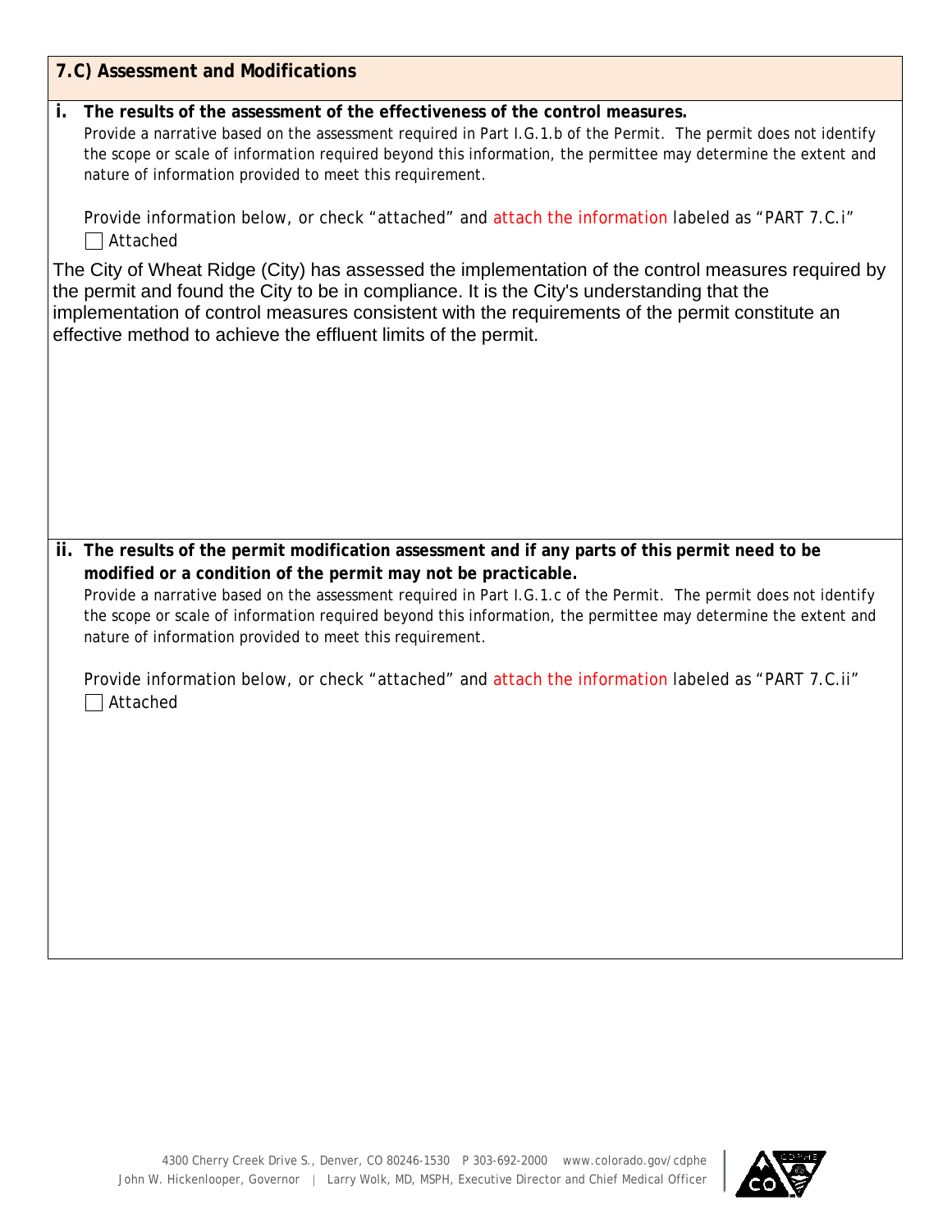## 7.C) Assessment and Modifications

**i. The results of the assessment of the effectiveness of the control measures.**

*Provide a narrative based on the assessment required in Part I.G.1.b of the Permit. The permit does not identify the scope or scale of information required beyond this information, the permittee may determine the extent and nature of information provided to meet this requirement.*

Provide information below, or check "attached" and attach the information labeled as "PART 7.C.i"

☐ Attached

The City of Wheat Ridge (City) has assessed the implementation of the control measures required by the permit and found the City to be in compliance. It is the City's understanding that the implementation of control measures consistent with the requirements of the permit constitute an effective method to achieve the effluent limits of the permit.

**ii. The results of the permit modification assessment and if any parts of this permit need to be modified or a condition of the permit may not be practicable.**

*Provide a narrative based on the assessment required in Part I.G.1.c of the Permit. The permit does not identify the scope or scale of information required beyond this information, the permittee may determine the extent and nature of information provided to meet this requirement.*

Provide information below, or check "attached" and attach the information labeled as "PART 7.C.ii"

☐ Attached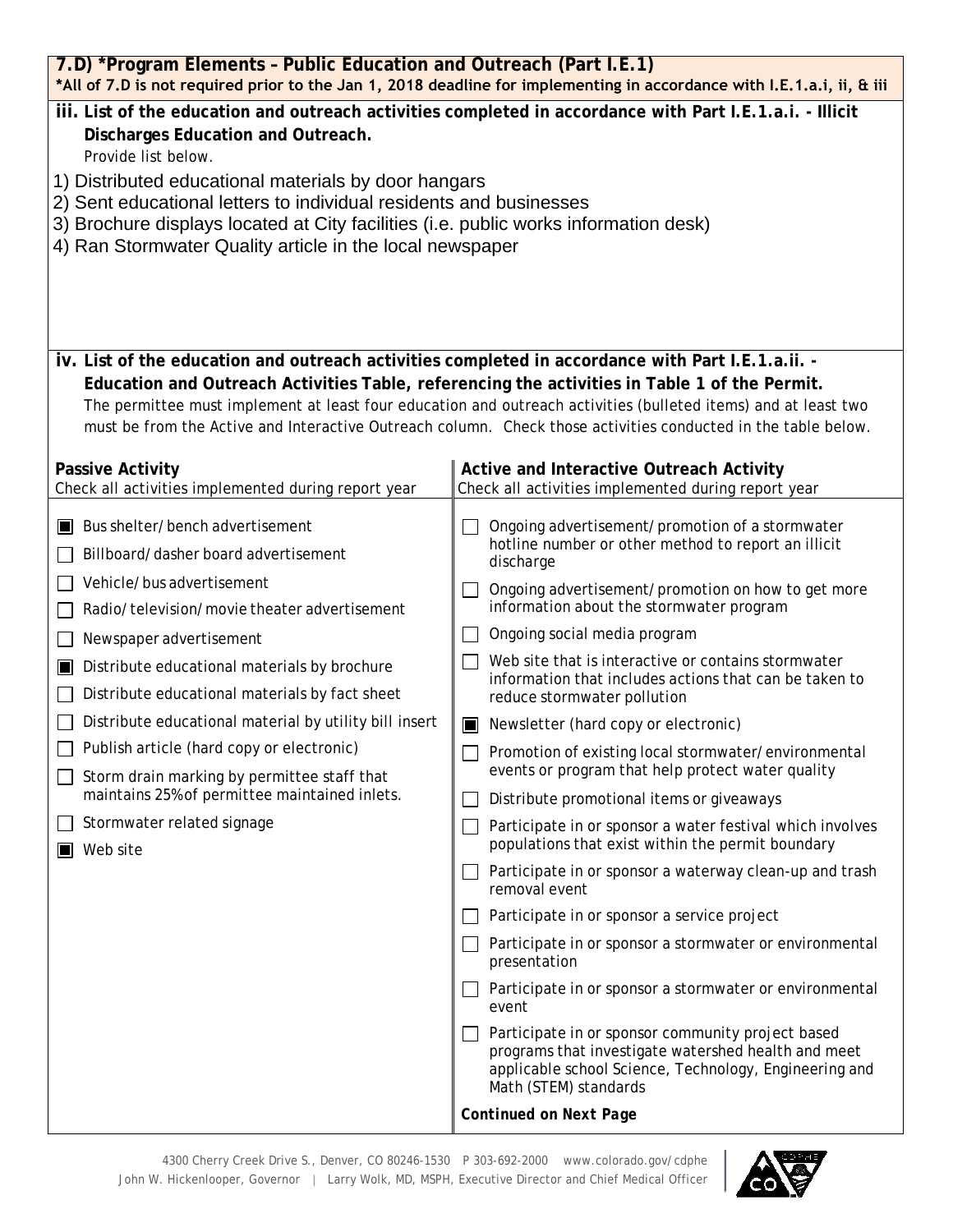## 7.D) *Program Elements – Public Education and Outreach (Part I.E.1)

**\*All of 7.D is not required prior to the Jan 1, 2018 deadline for implementing in accordance with I.E.1.a.i, ii, & iii**

**iii. List of the education and outreach activities completed in accordance with Part I.E.1.a.i. - Illicit Discharges Education and Outreach.**

Provide list below.

1) Distributed educational materials by door hangars
2) Sent educational letters to individual residents and businesses
3) Brochure displays located at City facilities (i.e. public works information desk)
4) Ran Stormwater Quality article in the local newspaper

**iv. List of the education and outreach activities completed in accordance with Part I.E.1.a.ii. - Education and Outreach Activities Table, referencing the activities in Table 1 of the Permit.**

The permittee must implement at least four education and outreach activities (bulleted items) and at least two must be from the Active and Interactive Outreach column. Check those activities conducted in the table below.

| **Passive Activity**<br>Check all activities implemented during report year | **Active and Interactive Outreach Activity**<br>Check all activities implemented during report year |
|---|---|
| ☒ Bus shelter/bench advertisement | ☐ Ongoing advertisement/promotion of a stormwater hotline number or other method to report an illicit discharge |
| ☐ Billboard/dasher board advertisement | ☐ Ongoing advertisement/promotion on how to get more information about the stormwater program |
| ☐ Vehicle/bus advertisement | ☐ Ongoing social media program |
| ☐ Radio/television/movie theater advertisement | ☐ Web site that is interactive or contains stormwater information that includes actions that can be taken to reduce stormwater pollution |
| ☐ Newspaper advertisement | ☒ Newsletter (hard copy or electronic) |
| ☒ Distribute educational materials by brochure | ☐ Promotion of existing local stormwater/environmental events or program that help protect water quality |
| ☐ Distribute educational materials by fact sheet | ☐ Distribute promotional items or giveaways |
| ☐ Distribute educational material by utility bill insert | ☐ Participate in or sponsor a water festival which involves populations that exist within the permit boundary |
| ☐ Publish article (hard copy or electronic) | ☐ Participate in or sponsor a waterway clean-up and trash removal event |
| ☐ Storm drain marking by permittee staff that maintains 25% of permittee maintained inlets. | ☐ Participate in or sponsor a service project |
| ☐ Stormwater related signage | ☐ Participate in or sponsor a stormwater or environmental presentation |
| ☒ Web site | ☐ Participate in or sponsor a stormwater or environmental event |
| | ☐ Participate in or sponsor community project based programs that investigate watershed health and meet applicable school Science, Technology, Engineering and Math (STEM) standards |
| | ***Continued on Next Page*** |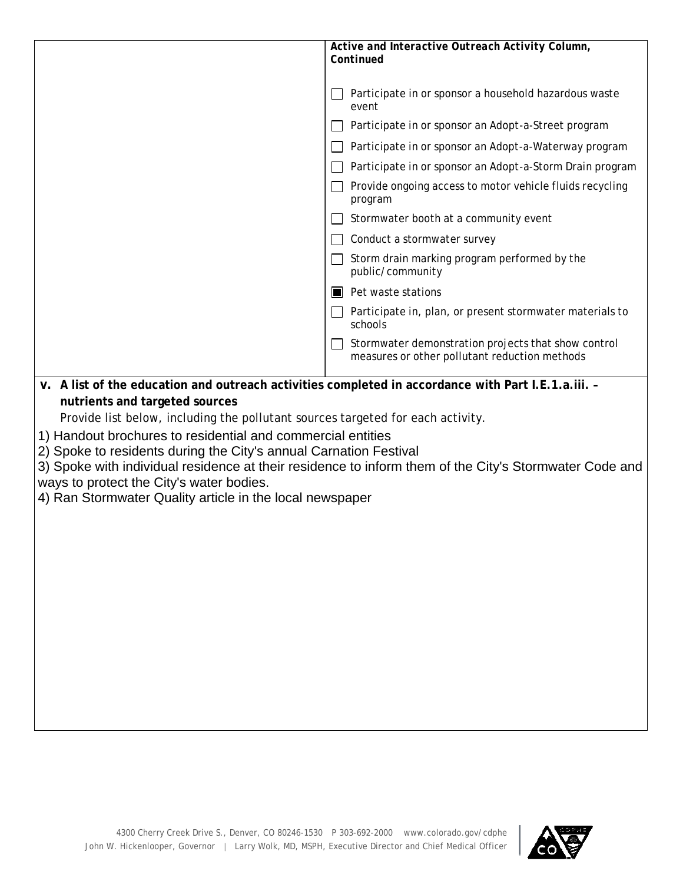| | *Active and Interactive Outreach Activity Column, Continued* |
|---|---|
| | ☐ Participate in or sponsor a household hazardous waste event |
| | ☐ Participate in or sponsor an Adopt-a-Street program |
| | ☐ Participate in or sponsor an Adopt-a-Waterway program |
| | ☐ Participate in or sponsor an Adopt-a-Storm Drain program |
| | ☐ Provide ongoing access to motor vehicle fluids recycling program |
| | ☐ Stormwater booth at a community event |
| | ☐ Conduct a stormwater survey |
| | ☐ Storm drain marking program performed by the public/community |
| | ☒ Pet waste stations |
| | ☐ Participate in, plan, or present stormwater materials to schools |
| | ☐ Stormwater demonstration projects that show control measures or other pollutant reduction methods |

**v. A list of the education and outreach activities completed in accordance with Part I.E.1.a.iii. – nutrients and targeted sources**

*Provide list below, including the pollutant sources targeted for each activity.*

1) Handout brochures to residential and commercial entities
2) Spoke to residents during the City's annual Carnation Festival
3) Spoke with individual residence at their residence to inform them of the City's Stormwater Code and ways to protect the City's water bodies.
4) Ran Stormwater Quality article in the local newspaper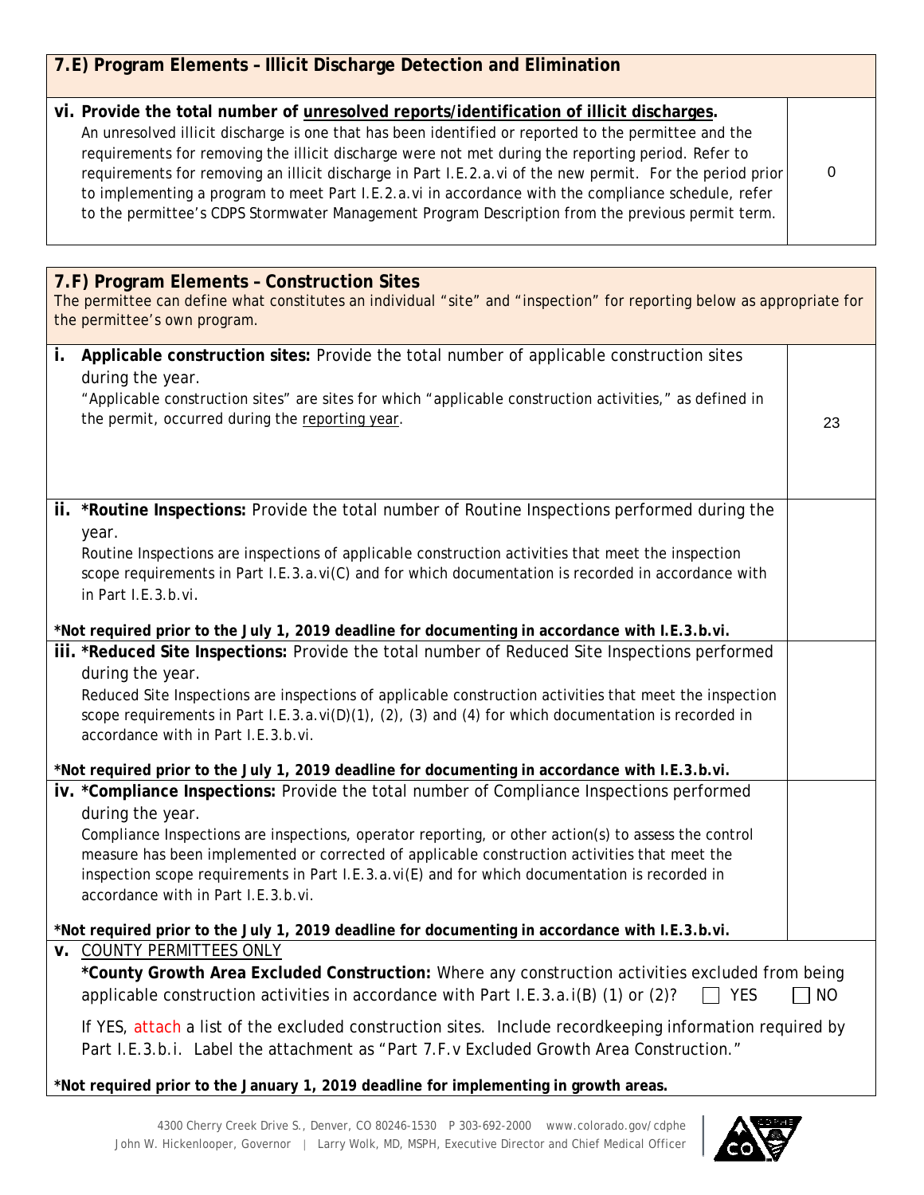## 7.E) Program Elements – Illicit Discharge Detection and Elimination

| | |
|---|---|
| **vi. Provide the total number of unresolved reports/identification of illicit discharges.** An unresolved illicit discharge is one that has been identified or reported to the permittee and the requirements for removing the illicit discharge were not met during the reporting period. Refer to requirements for removing an illicit discharge in Part I.E.2.a.vi of the new permit. For the period prior to implementing a program to meet Part I.E.2.a.vi in accordance with the compliance schedule, refer to the permittee's CDPS Stormwater Management Program Description from the previous permit term. | 0 |

## 7.F) Program Elements – Construction Sites

The permittee can define what constitutes an individual "site" and "inspection" for reporting below as appropriate for the permittee's own program.

| | |
|---|---|
| **i. Applicable construction sites:** Provide the total number of applicable construction sites during the year. "Applicable construction sites" are sites for which "applicable construction activities," as defined in the permit, occurred during the reporting year. | 23 |
| **ii. \*Routine Inspections:** Provide the total number of Routine Inspections performed during the year. Routine Inspections are inspections of applicable construction activities that meet the inspection scope requirements in Part I.E.3.a.vi(C) and for which documentation is recorded in accordance with in Part I.E.3.b.vi. **\*Not required prior to the July 1, 2019 deadline for documenting in accordance with I.E.3.b.vi.** | |
| **iii. \*Reduced Site Inspections:** Provide the total number of Reduced Site Inspections performed during the year. Reduced Site Inspections are inspections of applicable construction activities that meet the inspection scope requirements in Part I.E.3.a.vi(D)(1), (2), (3) and (4) for which documentation is recorded in accordance with in Part I.E.3.b.vi. **\*Not required prior to the July 1, 2019 deadline for documenting in accordance with I.E.3.b.vi.** | |
| **iv. \*Compliance Inspections:** Provide the total number of Compliance Inspections performed during the year. Compliance Inspections are inspections, operator reporting, or other action(s) to assess the control measure has been implemented or corrected of applicable construction activities that meet the inspection scope requirements in Part I.E.3.a.vi(E) and for which documentation is recorded in accordance with in Part I.E.3.b.vi. **\*Not required prior to the July 1, 2019 deadline for documenting in accordance with I.E.3.b.vi.** | |

**v.** COUNTY PERMITTEES ONLY

**\*County Growth Area Excluded Construction:** Where any construction activities excluded from being applicable construction activities in accordance with Part I.E.3.a.i(B) (1) or (2)? ☐ YES ☐ NO

If YES, attach a list of the excluded construction sites. Include recordkeeping information required by Part I.E.3.b.i. Label the attachment as "Part 7.F.v Excluded Growth Area Construction."

**\*Not required prior to the January 1, 2019 deadline for implementing in growth areas.**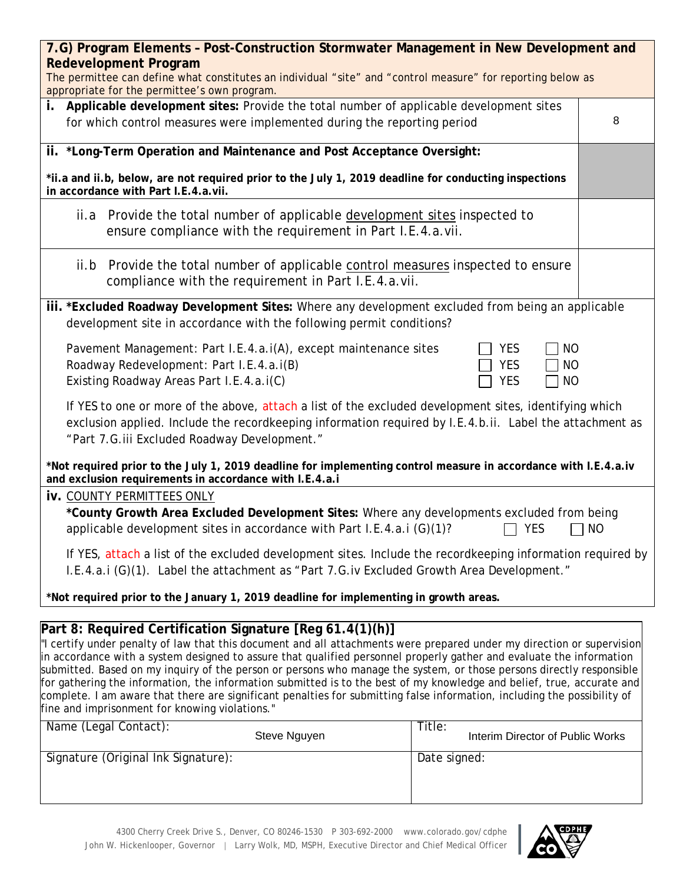## 7.G) Program Elements – Post-Construction Stormwater Management in New Development and Redevelopment Program

The permittee can define what constitutes an individual "site" and "control measure" for reporting below as appropriate for the permittee's own program.

| | |
|---|---|
| **i. Applicable development sites:** Provide the total number of applicable development sites for which control measures were implemented during the reporting period | 8 |
| **ii. \*Long-Term Operation and Maintenance and Post Acceptance Oversight:** **\*ii.a and ii.b, below, are not required prior to the July 1, 2019 deadline for conducting inspections in accordance with Part I.E.4.a.vii.** | |
| ii.a Provide the total number of applicable development sites inspected to ensure compliance with the requirement in Part I.E.4.a.vii. | |
| ii.b Provide the total number of applicable control measures inspected to ensure compliance with the requirement in Part I.E.4.a.vii. | |

**iii. \*Excluded Roadway Development Sites:** Where any development excluded from being an applicable development site in accordance with the following permit conditions?

- Pavement Management: Part I.E.4.a.i(A), except maintenance sites ☐ YES ☐ NO
- Roadway Redevelopment: Part I.E.4.a.i(B) ☐ YES ☐ NO
- Existing Roadway Areas Part I.E.4.a.i(C) ☐ YES ☐ NO

If YES to one or more of the above, attach a list of the excluded development sites, identifying which exclusion applied. Include the recordkeeping information required by I.E.4.b.ii. Label the attachment as "Part 7.G.iii Excluded Roadway Development."

**\*Not required prior to the July 1, 2019 deadline for implementing control measure in accordance with I.E.4.a.iv and exclusion requirements in accordance with I.E.4.a.i**

**iv.** COUNTY PERMITTEES ONLY

**\*County Growth Area Excluded Development Sites:** Where any developments excluded from being applicable development sites in accordance with Part I.E.4.a.i (G)(1)? ☐ YES ☐ NO

If YES, attach a list of the excluded development sites. Include the recordkeeping information required by I.E.4.a.i (G)(1). Label the attachment as "Part 7.G.iv Excluded Growth Area Development."

**\*Not required prior to the January 1, 2019 deadline for implementing in growth areas.**

## Part 8: Required Certification Signature [Reg 61.4(1)(h)]

"I certify under penalty of law that this document and all attachments were prepared under my direction or supervision in accordance with a system designed to assure that qualified personnel properly gather and evaluate the information submitted. Based on my inquiry of the person or persons who manage the system, or those persons directly responsible for gathering the information, the information submitted is to the best of my knowledge and belief, true, accurate and complete. I am aware that there are significant penalties for submitting false information, including the possibility of fine and imprisonment for knowing violations."

| | |
|---|---|
| Name (Legal Contact): Steve Nguyen | Title: Interim Director of Public Works |
| Signature (Original Ink Signature): | Date signed: |

4300 Cherry Creek Drive S., Denver, CO 80246-1530 P 303-692-2000 www.colorado.gov/cdphe
John W. Hickenlooper, Governor | Larry Wolk, MD, MSPH, Executive Director and Chief Medical Officer